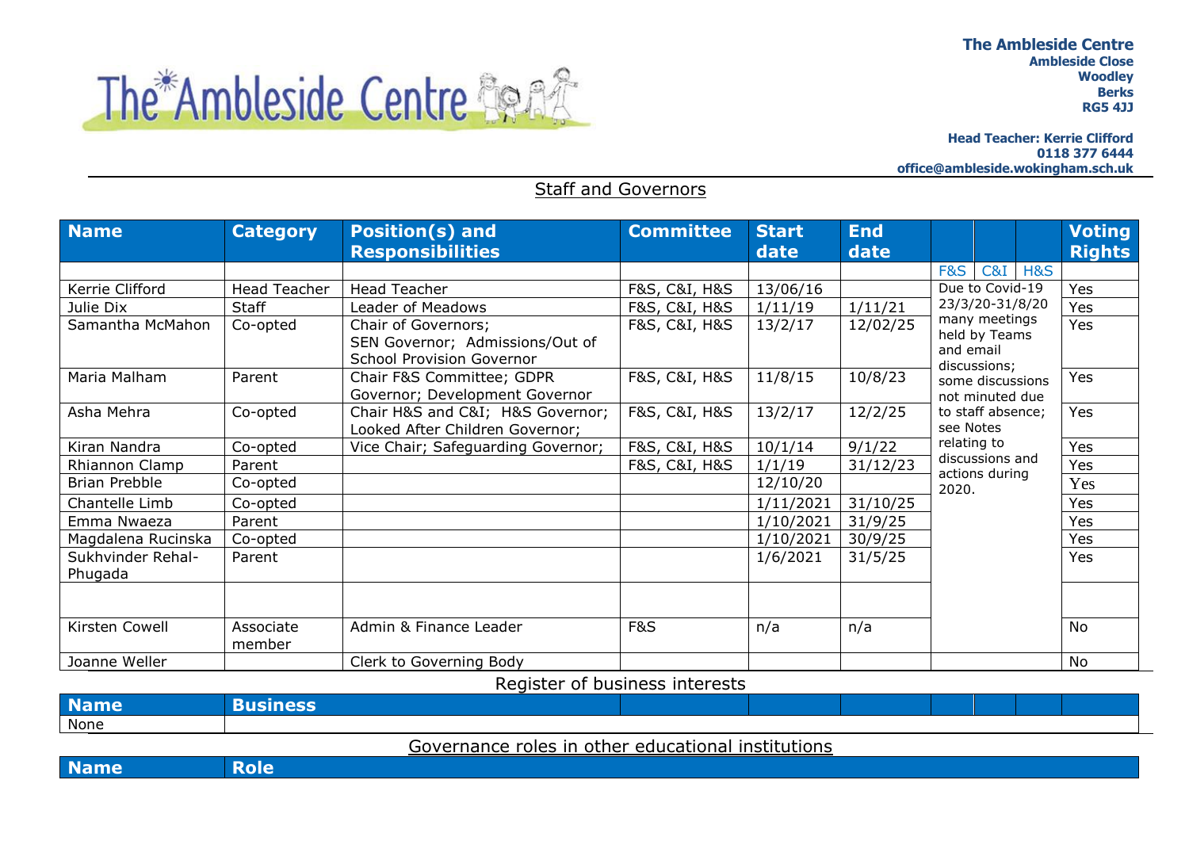**The Ambleside Centre**
**Ambleside Close**
**Woodley**
**Berks**
**RG5 4JJ**

**Head Teacher: Kerrie Clifford**
**0118 377 6444**
**office@ambleside.wokingham.sch.uk**

## Staff and Governors

| Name | Category | Position(s) and Responsibilities | Committee | Start date | End date | | | | Voting Rights |
|---|---|---|---|---|---|---|---|---|---|
| | | | | | | F&S | C&I | H&S | |
| Kerrie Clifford | Head Teacher | Head Teacher | F&S, C&I, H&S | 13/06/16 | | Due to Covid-19 23/3/20-31/8/20 many meetings held by Teams and email discussions; some discussions not minuted due to staff absence; see Notes relating to discussions and actions during 2020. | | | Yes |
| Julie Dix | Staff | Leader of Meadows | F&S, C&I, H&S | 1/11/19 | 1/11/21 | | | | Yes |
| Samantha McMahon | Co-opted | Chair of Governors; SEN Governor; Admissions/Out of School Provision Governor | F&S, C&I, H&S | 13/2/17 | 12/02/25 | | | | Yes |
| Maria Malham | Parent | Chair F&S Committee; GDPR Governor; Development Governor | F&S, C&I, H&S | 11/8/15 | 10/8/23 | | | | Yes |
| Asha Mehra | Co-opted | Chair H&S and C&I; H&S Governor; Looked After Children Governor; | F&S, C&I, H&S | 13/2/17 | 12/2/25 | | | | Yes |
| Kiran Nandra | Co-opted | Vice Chair; Safeguarding Governor; | F&S, C&I, H&S | 10/1/14 | 9/1/22 | | | | Yes |
| Rhiannon Clamp | Parent | | F&S, C&I, H&S | 1/1/19 | 31/12/23 | | | | Yes |
| Brian Prebble | Co-opted | | | 12/10/20 | | | | | Yes |
| Chantelle Limb | Co-opted | | | 1/11/2021 | 31/10/25 | | | | Yes |
| Emma Nwaeza | Parent | | | 1/10/2021 | 31/9/25 | | | | Yes |
| Magdalena Rucinska | Co-opted | | | 1/10/2021 | 30/9/25 | | | | Yes |
| Sukhvinder Rehal-Phugada | Parent | | | 1/6/2021 | 31/5/25 | | | | Yes |
| | | | | | | | | | |
| Kirsten Cowell | Associate member | Admin & Finance Leader | F&S | n/a | n/a | | | | No |
| Joanne Weller | | Clerk to Governing Body | | | | | | | No |

## Register of business interests

| Name | Business |
|---|---|
| None | |

## Governance roles in other educational institutions

| Name | Role |
|---|---|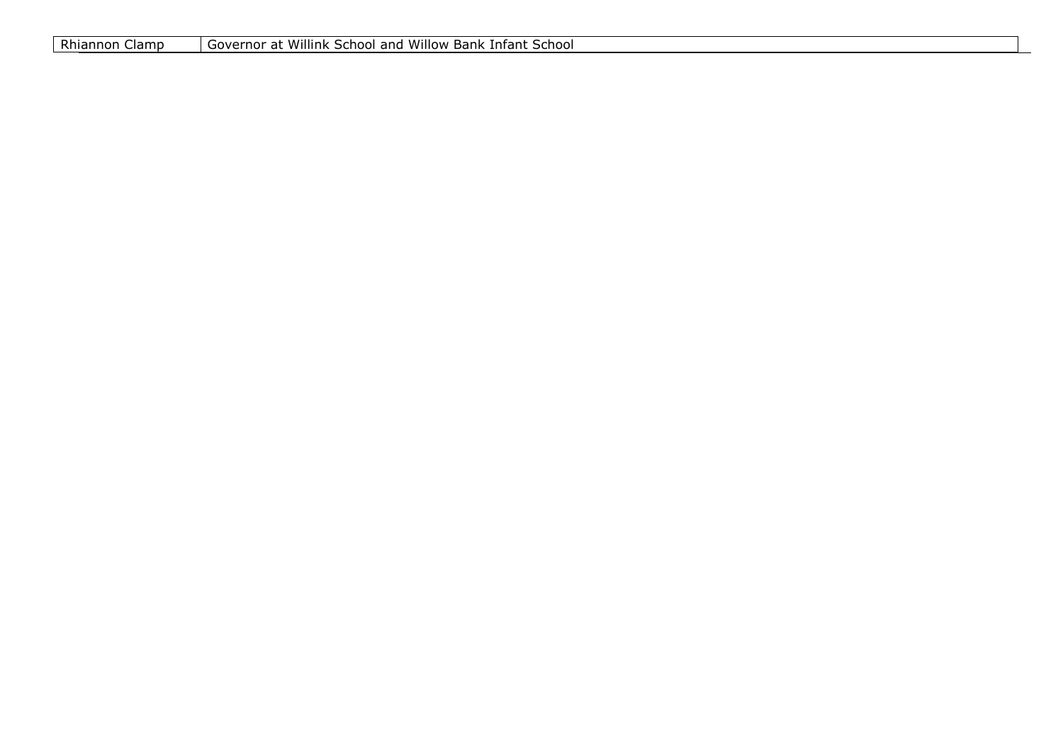| | |
|---|---|
| Rhiannon Clamp | Governor at Willink School and Willow Bank Infant School |